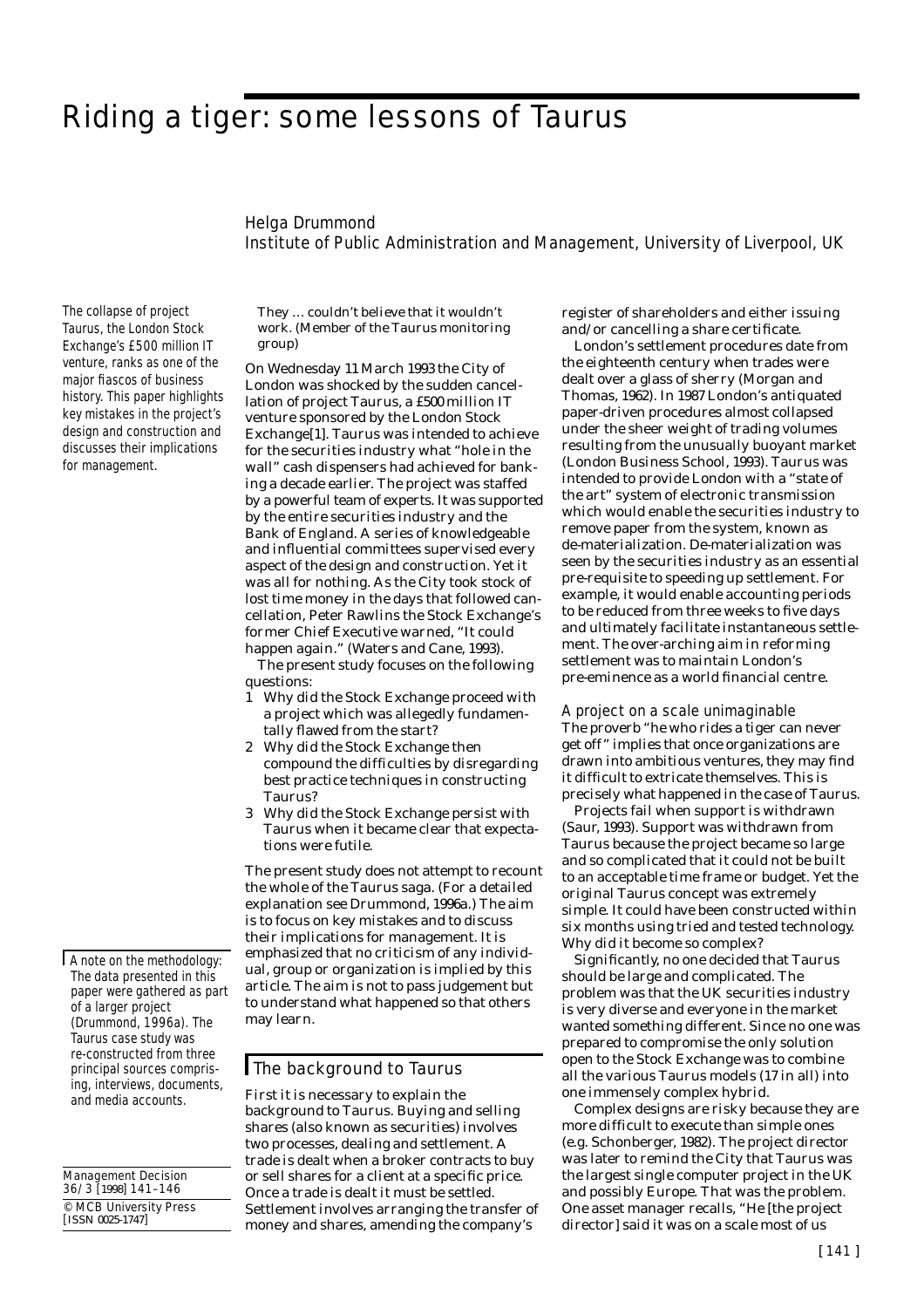# Riding a tiger: some lessons of Taurus

Helga Drummond
*Institute of Public Administration and Management, University of Liverpool, UK*

*The collapse of project Taurus, the London Stock Exchange's £500 million IT venture, ranks as one of the major fiascos of business history. This paper highlights key mistakes in the project's design and construction and discusses their implications for management.*

> They … couldn't believe that it wouldn't work. (Member of the Taurus monitoring group)

On Wednesday 11 March 1993 the City of London was shocked by the sudden cancellation of project Taurus, a £500 million IT venture sponsored by the London Stock Exchange[1]. Taurus was intended to achieve for the securities industry what "hole in the wall" cash dispensers had achieved for banking a decade earlier. The project was staffed by a powerful team of experts. It was supported by the entire securities industry and the Bank of England. A series of knowledgeable and influential committees supervised every aspect of the design and construction. Yet it was all for nothing. As the City took stock of lost time money in the days that followed cancellation, Peter Rawlins the Stock Exchange's former Chief Executive warned, "It could happen again." (Waters and Cane, 1993).

The present study focuses on the following questions:

1. Why did the Stock Exchange proceed with a project which was allegedly fundamentally flawed from the start?
2. Why did the Stock Exchange then compound the difficulties by disregarding best practice techniques in constructing Taurus?
3. Why did the Stock Exchange persist with Taurus when it became clear that expectations were futile.

The present study does not attempt to recount the whole of the Taurus saga. (For a detailed explanation see Drummond, 1996a.) The aim is to focus on key mistakes and to discuss their implications for management. It is emphasized that no criticism of any individual, group or organization is implied by this article. The aim is not to pass judgement but to understand what happened so that others may learn.

*A note on the methodology: The data presented in this paper were gathered as part of a larger project (Drummond, 1996a). The Taurus case study was re-constructed from three principal sources comprising, interviews, documents, and media accounts.*

## The background to Taurus

First it is necessary to explain the background to Taurus. Buying and selling shares (also known as securities) involves two processes, dealing and settlement. A trade is dealt when a broker contracts to buy or sell shares for a client at a specific price. Once a trade is dealt it must be settled. Settlement involves arranging the transfer of money and shares, amending the company's register of shareholders and either issuing and/or cancelling a share certificate.

London's settlement procedures date from the eighteenth century when trades were dealt over a glass of sherry (Morgan and Thomas, 1962). In 1987 London's antiquated paper-driven procedures almost collapsed under the sheer weight of trading volumes resulting from the unusually buoyant market (London Business School, 1993). Taurus was intended to provide London with a "state of the art" system of electronic transmission which would enable the securities industry to remove paper from the system, known as de-materialization. De-materialization was seen by the securities industry as an essential pre-requisite to speeding up settlement. For example, it would enable accounting periods to be reduced from three weeks to five days and ultimately facilitate instantaneous settlement. The over-arching aim in reforming settlement was to maintain London's pre-eminence as a world financial centre.

### A project on a scale unimaginable

The proverb "he who rides a tiger can never get off" implies that once organizations are drawn into ambitious ventures, they may find it difficult to extricate themselves. This is precisely what happened in the case of Taurus.

Projects fail when support is withdrawn (Saur, 1993). Support was withdrawn from Taurus because the project became so large and so complicated that it could not be built to an acceptable time frame or budget. Yet the original Taurus concept was extremely simple. It could have been constructed within six months using tried and tested technology. Why did it become so complex?

Significantly, no one decided that Taurus should be large and complicated. The problem was that the UK securities industry is very diverse and everyone in the market wanted something different. Since no one was prepared to compromise the only solution open to the Stock Exchange was to combine all the various Taurus models (17 in all) into one immensely complex hybrid.

Complex designs are risky because they are more difficult to execute than simple ones (e.g. Schonberger, 1982). The project director was later to remind the City that Taurus was the largest single computer project in the UK and possibly Europe. That was the problem. One asset manager recalls, "He [the project director] said it was on a scale most of us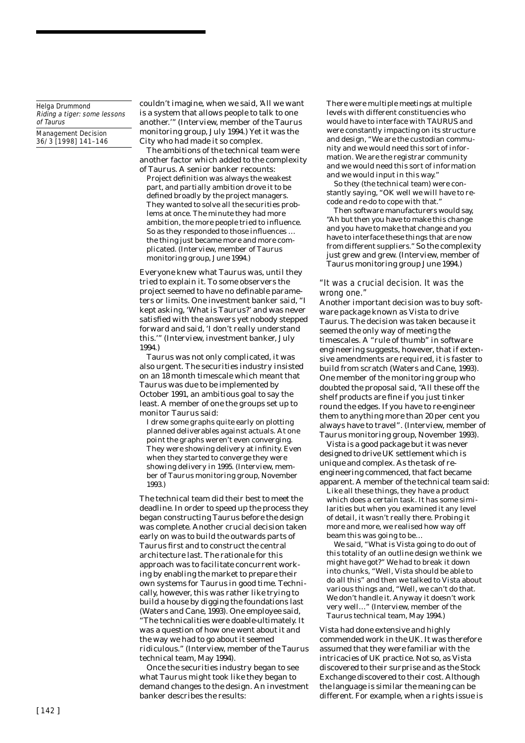couldn't imagine, when we said, 'All we want is a system that allows people to talk to one another.'" (Interview, member of the Taurus monitoring group, July 1994.) Yet it was the City who had made it so complex.

The ambitions of the technical team were another factor which added to the complexity of Taurus. A senior banker recounts:

> Project definition was always the weakest part, and partially ambition drove it to be defined broadly by the project managers. They wanted to solve all the securities problems at once. The minute they had more ambition, the more people tried to influence. So as they responded to those influences … the thing just became more and more complicated. (Interview, member of Taurus monitoring group, June 1994.)

Everyone knew what Taurus was, until they tried to explain it. To some observers the project seemed to have no definable parameters or limits. One investment banker said, "I kept asking, 'What is Taurus?' and was never satisfied with the answers yet nobody stepped forward and said, 'I don't really understand this.'" (Interview, investment banker, July 1994.)

Taurus was not only complicated, it was also urgent. The securities industry insisted on an 18 month timescale which meant that Taurus was due to be implemented by October 1991, an ambitious goal to say the least. A member of one the groups set up to monitor Taurus said:

> I drew some graphs quite early on plotting planned deliverables against actuals. At one point the graphs weren't even converging. They were showing delivery at infinity. Even when they started to converge they were showing delivery in 1995. (Interview, member of Taurus monitoring group, November 1993.)

The technical team did their best to meet the deadline. In order to speed up the process they began constructing Taurus before the design was complete. Another crucial decision taken early on was to build the outwards parts of Taurus first and to construct the central architecture last. The rationale for this approach was to facilitate concurrent working by enabling the market to prepare their own systems for Taurus in good time. Technically, however, this was rather like trying to build a house by digging the foundations last (Waters and Cane, 1993). One employee said, "The technicalities were doable-ultimately. It was a question of how one went about it and the way we had to go about it seemed ridiculous." (Interview, member of the Taurus technical team, May 1994).

Once the securities industry began to see what Taurus might took like they began to demand changes to the design. An investment banker describes the results:

> There were multiple meetings at multiple levels with different constituencies who would have to interface with TAURUS and were constantly impacting on its structure and design, "We are the custodian community and we would need this sort of information. We are the registrar community and we would need this sort of information and we would input in this way."
>
> So they (the technical team) were constantly saying, "OK well we will have to re-code and re-do to cope with that."
>
> Then software manufacturers would say, "Ah but then you have to make this change and you have to make that change and you have to interface these things that are now from different suppliers." So the complexity just grew and grew. (Interview, member of Taurus monitoring group June 1994.)

### *"It was a crucial decision. It was the wrong one."*

Another important decision was to buy software package known as Vista to drive Taurus. The decision was taken because it seemed the only way of meeting the timescales. A "rule of thumb" in software engineering suggests, however, that if extensive amendments are required, it is faster to build from scratch (Waters and Cane, 1993). One member of the monitoring group who doubted the proposal said, "All these off the shelf products are fine if you just tinker round the edges. If you have to re-engineer them to anything more than 20 per cent you always have to travel". (Interview, member of Taurus monitoring group, November 1993).

Vista is a good package but it was never designed to drive UK settlement which is unique and complex. As the task of re-engineering commenced, that fact became apparent. A member of the technical team said:

> Like all these things, they have a product which does a certain task. It has some similarities but when you examined it any level of detail, it wasn't really there. Probing it more and more, we realised how way off beam this was going to be…
>
> We said, "What is Vista going to do out of this totality of an outline design we think we might have got?" We had to break it down into chunks, "Well, Vista should be able to do all this" and then we talked to Vista about various things and, "Well, we can't do that. We don't handle it. Anyway it doesn't work very well…" (Interview, member of the Taurus technical team, May 1994.)

Vista had done extensive and highly commended work in the UK. It was therefore assumed that they were familiar with the intricacies of UK practice. Not so, as Vista discovered to their surprise and as the Stock Exchange discovered to their cost. Although the language is similar the meaning can be different. For example, when a rights issue is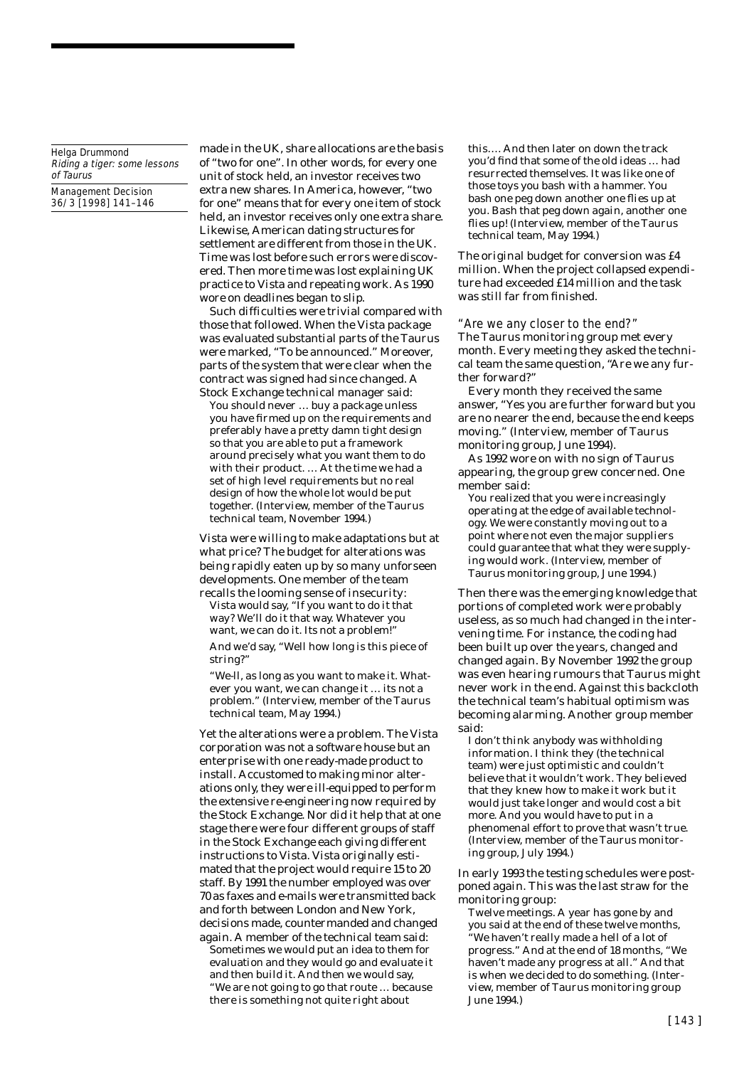made in the UK, share allocations are the basis of "two for one". In other words, for every one unit of stock held, an investor receives two extra new shares. In America, however, "two for one" means that for every one item of stock held, an investor receives only one extra share. Likewise, American dating structures for settlement are different from those in the UK. Time was lost before such errors were discovered. Then more time was lost explaining UK practice to Vista and repeating work. As 1990 wore on deadlines began to slip.

Such difficulties were trivial compared with those that followed. When the Vista package was evaluated substantial parts of the Taurus were marked, "To be announced." Moreover, parts of the system that were clear when the contract was signed had since changed. A Stock Exchange technical manager said:

> You should never … buy a package unless you have firmed up on the requirements and preferably have a pretty damn tight design so that you are able to put a framework around precisely what you want them to do with their product. … At the time we had a set of high level requirements but no real design of how the whole lot would be put together. (Interview, member of the Taurus technical team, November 1994.)

Vista were willing to make adaptations but at what price? The budget for alterations was being rapidly eaten up by so many unforseen developments. One member of the team recalls the looming sense of insecurity:

> Vista would say, "If you want to do it that way? We'll do it that way. Whatever you want, we can do it. Its not a problem!"
>
> And we'd say, "Well how long is this piece of string?"
>
> "We-ll, as long as you want to make it. Whatever you want, we can change it … its not a problem." (Interview, member of the Taurus technical team, May 1994.)

Yet the alterations were a problem. The Vista corporation was not a software house but an enterprise with one ready-made product to install. Accustomed to making minor alterations only, they were ill-equipped to perform the extensive re-engineering now required by the Stock Exchange. Nor did it help that at one stage there were four different groups of staff in the Stock Exchange each giving different instructions to Vista. Vista originally estimated that the project would require 15 to 20 staff. By 1991 the number employed was over 70 as faxes and e-mails were transmitted back and forth between London and New York, decisions made, countermanded and changed again. A member of the technical team said:

> Sometimes we would put an idea to them for evaluation and they would go and evaluate it and then build it. And then we would say, "We are not going to go that route … because there is something not quite right about this…. And then later on down the track you'd find that some of the old ideas … had resurrected themselves. It was like one of those toys you bash with a hammer. You bash one peg down another one flies up at you. Bash that peg down again, another one flies up! (Interview, member of the Taurus technical team, May 1994.)

The original budget for conversion was £4 million. When the project collapsed expenditure had exceeded £14 million and the task was still far from finished.

### *"Are we any closer to the end?"*

The Taurus monitoring group met every month. Every meeting they asked the technical team the same question, "Are we any further forward?"

Every month they received the same answer, "Yes you are further forward but you are no nearer the end, because the end keeps moving." (Interview, member of Taurus monitoring group, June 1994).

As 1992 wore on with no sign of Taurus appearing, the group grew concerned. One member said:

> You realized that you were increasingly operating at the edge of available technology. We were constantly moving out to a point where not even the major suppliers could guarantee that what they were supplying would work. (Interview, member of Taurus monitoring group, June 1994.)

Then there was the emerging knowledge that portions of completed work were probably useless, as so much had changed in the intervening time. For instance, the coding had been built up over the years, changed and changed again. By November 1992 the group was even hearing rumours that Taurus might never work in the end. Against this backcloth the technical team's habitual optimism was becoming alarming. Another group member said:

> I don't think anybody was withholding information. I think they (the technical team) were just optimistic and couldn't believe that it wouldn't work. They believed that they knew how to make it work but it would just take longer and would cost a bit more. And you would have to put in a phenomenal effort to prove that wasn't true. (Interview, member of the Taurus monitoring group, July 1994.)

In early 1993 the testing schedules were postponed again. This was the last straw for the monitoring group:

> Twelve meetings. A year has gone by and you said at the end of these twelve months, "We haven't really made a hell of a lot of progress." And at the end of 18 months, "We haven't made any progress at all." And that is when we decided to do something. (Interview, member of Taurus monitoring group June 1994.)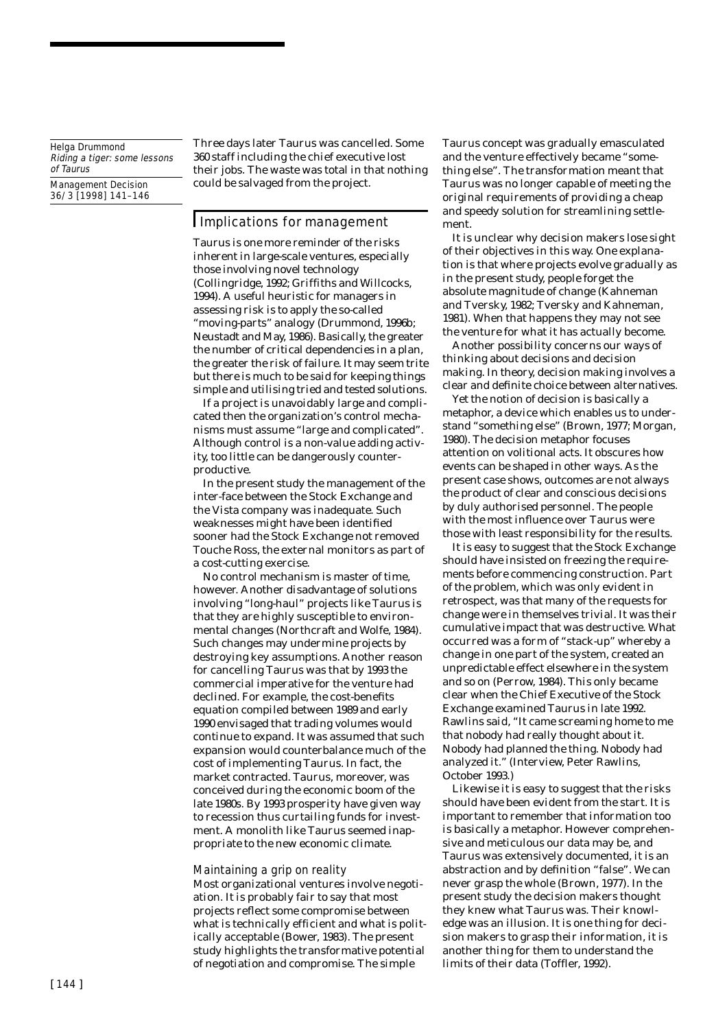Three days later Taurus was cancelled. Some 360 staff including the chief executive lost their jobs. The waste was total in that nothing could be salvaged from the project.

## Implications for management

Taurus is one more reminder of the risks inherent in large-scale ventures, especially those involving novel technology (Collingridge, 1992; Griffiths and Willcocks, 1994). A useful heuristic for managers in assessing risk is to apply the so-called "moving-parts" analogy (Drummond, 1996b; Neustadt and May, 1986). Basically, the greater the number of critical dependencies in a plan, the greater the risk of failure. It may seem trite but there is much to be said for keeping things simple and utilising tried and tested solutions.

If a project is unavoidably large and complicated then the organization's control mechanisms must assume "large and complicated". Although control is a non-value adding activity, too little can be dangerously counterproductive.

In the present study the management of the inter-face between the Stock Exchange and the Vista company was inadequate. Such weaknesses might have been identified sooner had the Stock Exchange not removed Touche Ross, the external monitors as part of a cost-cutting exercise.

No control mechanism is master of time, however. Another disadvantage of solutions involving "long-haul" projects like Taurus is that they are highly susceptible to environmental changes (Northcraft and Wolfe, 1984). Such changes may undermine projects by destroying key assumptions. Another reason for cancelling Taurus was that by 1993 the commercial imperative for the venture had declined. For example, the cost-benefits equation compiled between 1989 and early 1990 envisaged that trading volumes would continue to expand. It was assumed that such expansion would counterbalance much of the cost of implementing Taurus. In fact, the market contracted. Taurus, moreover, was conceived during the economic boom of the late 1980s. By 1993 prosperity have given way to recession thus curtailing funds for investment. A monolith like Taurus seemed inappropriate to the new economic climate.

### *Maintaining a grip on reality*

Most organizational ventures involve negotiation. It is probably fair to say that most projects reflect some compromise between what is technically efficient and what is politically acceptable (Bower, 1983). The present study highlights the transformative potential of negotiation and compromise. The simple Taurus concept was gradually emasculated and the venture effectively became "something else". The transformation meant that Taurus was no longer capable of meeting the original requirements of providing a cheap and speedy solution for streamlining settlement.

It is unclear why decision makers lose sight of their objectives in this way. One explanation is that where projects evolve gradually as in the present study, people forget the absolute magnitude of change (Kahneman and Tversky, 1982; Tversky and Kahneman, 1981). When that happens they may not see the venture for what it has actually become.

Another possibility concerns our ways of thinking about decisions and decision making. In theory, decision making involves a clear and definite choice between alternatives.

Yet the notion of decision is basically a metaphor, a device which enables us to understand "something else" (Brown, 1977; Morgan, 1980). The decision metaphor focuses attention on volitional acts. It obscures how events can be shaped in other ways. As the present case shows, outcomes are not always the product of clear and conscious decisions by duly authorised personnel. The people with the most influence over Taurus were those with least responsibility for the results.

It is easy to suggest that the Stock Exchange should have insisted on freezing the requirements before commencing construction. Part of the problem, which was only evident in retrospect, was that many of the requests for change were in themselves trivial. It was their cumulative impact that was destructive. What occurred was a form of "stack-up" whereby a change in one part of the system, created an unpredictable effect elsewhere in the system and so on (Perrow, 1984). This only became clear when the Chief Executive of the Stock Exchange examined Taurus in late 1992. Rawlins said, "It came screaming home to me that nobody had really thought about it. Nobody had planned the thing. Nobody had analyzed it." (Interview, Peter Rawlins, October 1993.)

Likewise it is easy to suggest that the risks should have been evident from the start. It is important to remember that information too is basically a metaphor. However comprehensive and meticulous our data may be, and Taurus was extensively documented, it is an abstraction and by definition "false". We can never grasp the whole (Brown, 1977). In the present study the decision makers thought they knew what Taurus was. Their knowledge was an illusion. It is one thing for decision makers to grasp their information, it is another thing for them to understand the limits of their data (Toffler, 1992).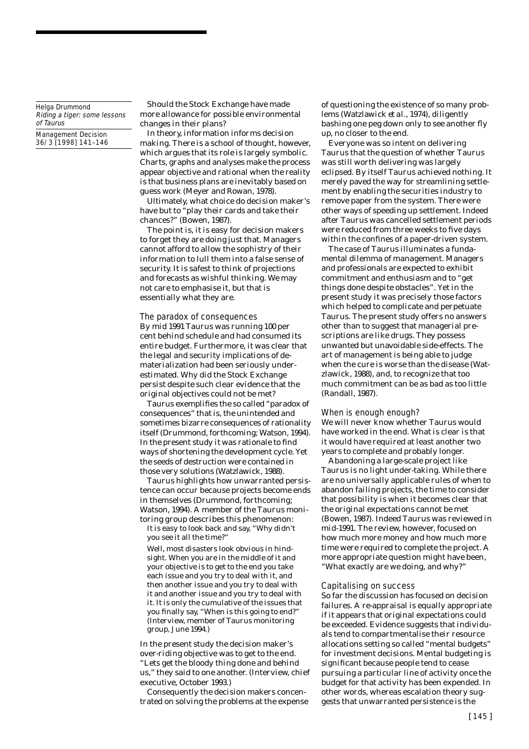Should the Stock Exchange have made more allowance for possible environmental changes in their plans?

In theory, information informs decision making. There is a school of thought, however, which argues that its role is largely symbolic. Charts, graphs and analyses make the process appear objective and rational when the reality is that business plans are inevitably based on guess work (Meyer and Rowan, 1978).

Ultimately, what choice do decision maker's have but to "play their cards and take their chances?" (Bowen, 1987).

The point is, it is easy for decision makers to forget they are doing just that. Managers cannot afford to allow the sophistry of their information to lull them into a false sense of security. It is safest to think of projections and forecasts as wishful thinking. We may not care to emphasise it, but that is essentially what they are.

### The paradox of consequences

By mid 1991 Taurus was running 100 per cent behind schedule and had consumed its entire budget. Furthermore, it was clear that the legal and security implications of dematerialization had been seriously underestimated. Why did the Stock Exchange persist despite such clear evidence that the original objectives could not be met?

Taurus exemplifies the so called "paradox of consequences" that is, the unintended and sometimes bizarre consequences of rationality itself (Drummond, forthcoming; Watson, 1994). In the present study it was rationale to find ways of shortening the development cycle. Yet the seeds of destruction were contained in those very solutions (Watzlawick, 1988).

Taurus highlights how unwarranted persistence can occur because projects become ends in themselves (Drummond, forthcoming; Watson, 1994). A member of the Taurus monitoring group describes this phenomenon:

> It is easy to look back and say, "Why didn't you see it all the time?"
>
> Well, most disasters look obvious in hindsight. When you are in the middle of it and your objective is to get to the end you take each issue and you try to deal with it, and then another issue and you try to deal with it and another issue and you try to deal with it. It is only the cumulative of the issues that you finally say, "When is this going to end?" (Interview, member of Taurus monitoring group, June 1994.)

In the present study the decision maker's over-riding objective was to get to the end. "Lets get the bloody thing done and behind us," they said to one another. (Interview, chief executive, October 1993.)

Consequently the decision makers concentrated on solving the problems at the expense of questioning the existence of so many problems (Watzlawick *et al.*, 1974), diligently bashing one peg down only to see another fly up, no closer to the end.

Everyone was so intent on delivering Taurus that the question of whether Taurus was still worth delivering was largely eclipsed. By itself Taurus achieved nothing. It merely paved the way for streamlining settlement by enabling the securities industry to remove paper from the system. There were other ways of speeding up settlement. Indeed after Taurus was cancelled settlement periods were reduced from three weeks to five days within the confines of a paper-driven system.

The case of Taurus illuminates a fundamental dilemma of management. Managers and professionals are expected to exhibit commitment and enthusiasm and to "get things done despite obstacles". Yet in the present study it was precisely those factors which helped to complicate and perpetuate Taurus. The present study offers no answers other than to suggest that managerial prescriptions are like drugs. They possess unwanted but unavoidable side-effects. The art of management is being able to judge when the cure is worse than the disease (Watzlawick, 1988), and, to recognize that too much commitment can be as bad as too little (Randall, 1987).

### When is enough enough?

We will never know whether Taurus would have worked in the end. What is clear is that it would have required at least another two years to complete and probably longer.

Abandoning a large-scale project like Taurus is no light under-taking. While there are no universally applicable rules of when to abandon failing projects, the time to consider that possibility is when it becomes clear that the original expectations cannot be met (Bowen, 1987). Indeed Taurus was reviewed in mid-1991. The review, however, focused on how much more money and how much more time were required to complete the project. A more appropriate question might have been, "What exactly are we doing, and why?"

### Capitalising on success

So far the discussion has focused on decision failures. A re-appraisal is equally appropriate if it appears that original expectations could be exceeded. Evidence suggests that individuals tend to compartmentalise their resource allocations setting so called "mental budgets" for investment decisions. Mental budgeting is significant because people tend to cease pursuing a particular line of activity once the budget for that activity has been expended. In other words, whereas escalation theory suggests that unwarranted persistence is the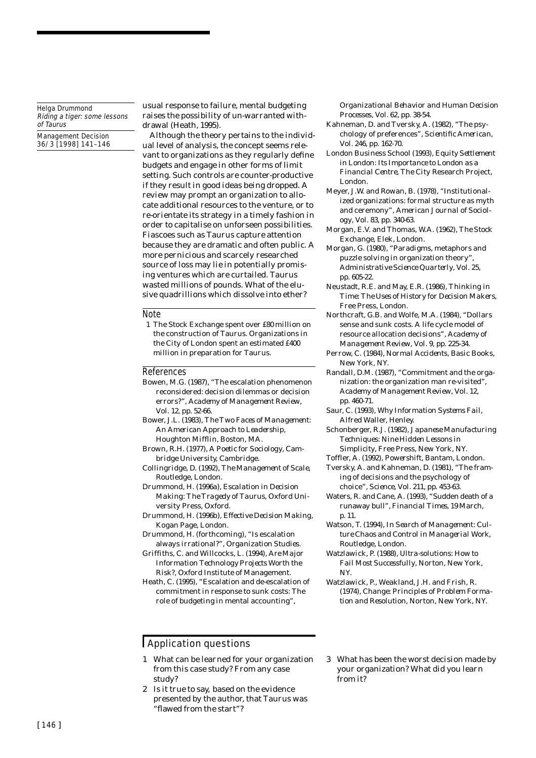usual response to failure, mental budgeting raises the possibility of un-warranted withdrawal (Heath, 1995).

Although the theory pertains to the individual level of analysis, the concept seems relevant to organizations as they regularly define budgets and engage in other forms of limit setting. Such controls are counter-productive if they result in good ideas being dropped. A review may prompt an organization to allocate additional resources to the venture, or to re-orientate its strategy in a timely fashion in order to capitalise on unforseen possibilities. Fiascoes such as Taurus capture attention because they are dramatic and often public. A more pernicious and scarcely researched source of loss may lie in potentially promising ventures which are curtailed. Taurus wasted millions of pounds. What of the elusive quadrillions which dissolve into ether?

## Note

1 The Stock Exchange spent over £80 million on the construction of Taurus. Organizations in the City of London spent an estimated £400 million in preparation for Taurus.

## References

Bowen, M.G. (1987), "The escalation phenomenon reconsidered: decision dilemmas or decision errors?", *Academy of Management Review*, Vol. 12, pp. 52-66.

Bower, J.L. (1983), *The Two Faces of Management: An American Approach to Leadership*, Houghton Mifflin, Boston, MA.

Brown, R.H. (1977), *A Poetic for Sociology*, Cambridge University, Cambridge.

Collingridge, D. (1992), *The Management of Scale*, Routledge, London.

Drummond, H. (1996a), *Escalation in Decision Making: The Tragedy of Taurus*, Oxford University Press, Oxford.

Drummond, H. (1996b), *Effective Decision Making*, Kogan Page, London.

Drummond, H. (forthcoming), "Is escalation always irrational?", *Organization Studies*.

Griffiths, C. and Willcocks, L. (1994), *Are Major Information Technology Projects Worth the Risk?*, Oxford Institute of Management.

Heath, C. (1995), "Escalation and de-escalation of commitment in response to sunk costs: The role of budgeting in mental accounting", *Organizational Behavior and Human Decision Processes*, Vol. 62, pp. 38-54.

Kahneman, D. and Tversky, A. (1982), "The psychology of preferences", *Scientific American*, Vol. 246, pp. 162-70.

London Business School (1993), *Equity Settlement in London: Its Importance to London as a Financial Centre*, The City Research Project, London.

Meyer, J.W. and Rowan, B. (1978), "Institutionalized organizations: formal structure as myth and ceremony", *American Journal of Sociology*, Vol. 83, pp. 340-63.

Morgan, E.V. and Thomas, W.A. (1962), *The Stock Exchange*, Elek, London.

Morgan, G. (1980), "Paradigms, metaphors and puzzle solving in organization theory", *Administrative Science Quarterly*, Vol. 25, pp. 605-22.

Neustadt, R.E. and May, E.R. (1986), *Thinking in Time: The Uses of History for Decision Makers*, Free Press, London.

Northcraft, G.B. and Wolfe, M.A. (1984), "Dollars sense and sunk costs. A life cycle model of resource allocation decisions", *Academy of Management Review*, Vol. 9, pp. 225-34.

Perrow, C. (1984), *Normal Accidents*, Basic Books, New York, NY.

Randall, D.M. (1987), "Commitment and the organization: the organization man re-visited", *Academy of Management Review*, Vol. 12, pp. 460-71.

Saur, C. (1993), *Why Information Systems Fail*, Alfred Waller, Henley.

Schonberger, R.J. (1982), *Japanese Manufacturing Techniques: Nine Hidden Lessons in Simplicity*, Free Press, New York, NY.

Toffler, A. (1992), *Powershift*, Bantam, London.

Tversky, A. and Kahneman, D. (1981), "The framing of decisions and the psychology of choice", *Science*, Vol. 211, pp. 453-63.

Waters, R. and Cane, A. (1993), "Sudden death of a runaway bull", *Financial Times*, 19 March, p. 11.

Watson, T. (1994), *In Search of Management: Culture Chaos and Control in Managerial Work*, Routledge, London.

Watzlawick, P. (1988), *Ultra-solutions: How to Fail Most Successfully*, Norton, New York, NY.

Watzlawick, P., Weakland, J.H. and Frish, R. (1974), *Change: Principles of Problem Formation and Resolution*, Norton, New York, NY.

## Application questions

1 What can be learned for your organization from this case study? From any case study?

2 Is it true to say, based on the evidence presented by the author, that Taurus was "flawed from the start"?

3 What has been the worst decision made by your organization? What did you learn from it?